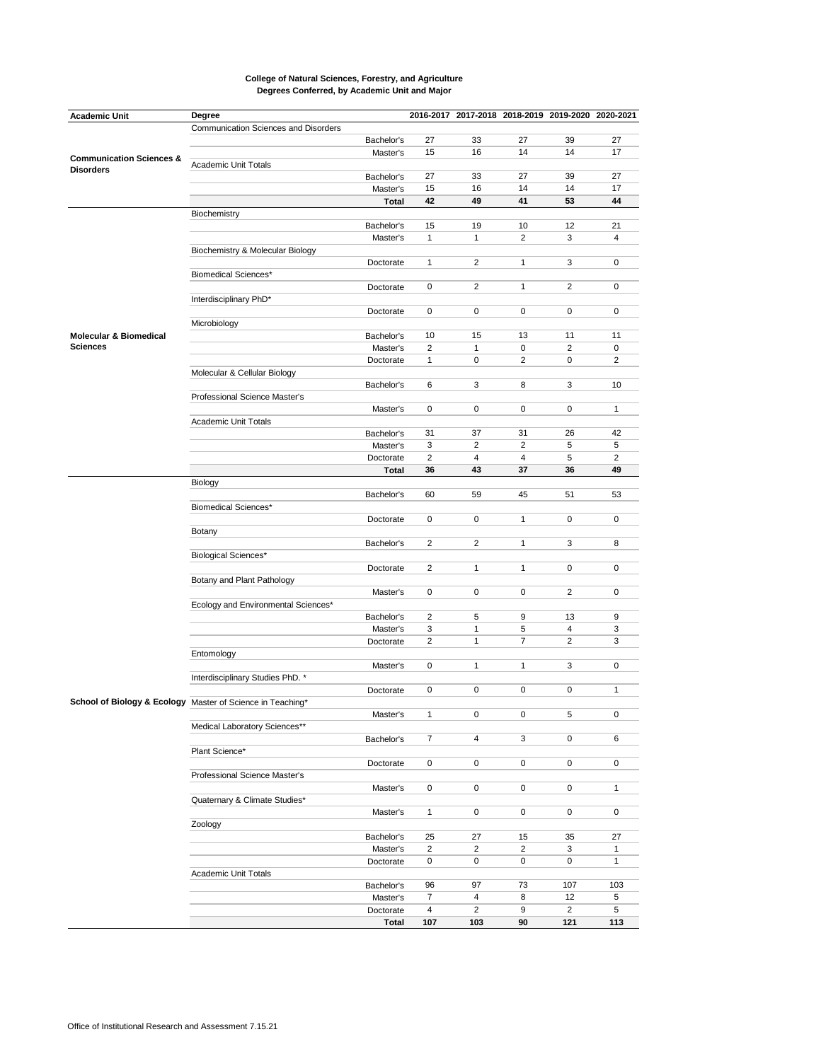**College of Natural Sciences, Forestry, and Agriculture**
**Degrees Conferred, by Academic Unit and Major**

| Academic Unit | Degree | | 2016-2017 | 2017-2018 | 2018-2019 | 2019-2020 | 2020-2021 |
|---|---|---|---|---|---|---|---|
| **Communication Sciences & Disorders** | Communication Sciences and Disorders | | | | | | |
| | | Bachelor's | 27 | 33 | 27 | 39 | 27 |
| | | Master's | 15 | 16 | 14 | 14 | 17 |
| | Academic Unit Totals | | | | | | |
| | | Bachelor's | 27 | 33 | 27 | 39 | 27 |
| | | Master's | 15 | 16 | 14 | 14 | 17 |
| | | **Total** | **42** | **49** | **41** | **53** | **44** |
| **Molecular & Biomedical Sciences** | Biochemistry | | | | | | |
| | | Bachelor's | 15 | 19 | 10 | 12 | 21 |
| | | Master's | 1 | 1 | 2 | 3 | 4 |
| | Biochemistry & Molecular Biology | | | | | | |
| | | Doctorate | 1 | 2 | 1 | 3 | 0 |
| | Biomedical Sciences* | | | | | | |
| | | Doctorate | 0 | 2 | 1 | 2 | 0 |
| | Interdisciplinary PhD* | | | | | | |
| | | Doctorate | 0 | 0 | 0 | 0 | 0 |
| | Microbiology | | | | | | |
| | | Bachelor's | 10 | 15 | 13 | 11 | 11 |
| | | Master's | 2 | 1 | 0 | 2 | 0 |
| | | Doctorate | 1 | 0 | 2 | 0 | 2 |
| | Molecular & Cellular Biology | | | | | | |
| | | Bachelor's | 6 | 3 | 8 | 3 | 10 |
| | Professional Science Master's | | | | | | |
| | | Master's | 0 | 0 | 0 | 0 | 1 |
| | Academic Unit Totals | | | | | | |
| | | Bachelor's | 31 | 37 | 31 | 26 | 42 |
| | | Master's | 3 | 2 | 2 | 5 | 5 |
| | | Doctorate | 2 | 4 | 4 | 5 | 2 |
| | | **Total** | **36** | **43** | **37** | **36** | **49** |
| **School of Biology & Ecology** | Biology | | | | | | |
| | | Bachelor's | 60 | 59 | 45 | 51 | 53 |
| | Biomedical Sciences* | | | | | | |
| | | Doctorate | 0 | 0 | 1 | 0 | 0 |
| | Botany | | | | | | |
| | | Bachelor's | 2 | 2 | 1 | 3 | 8 |
| | Biological Sciences* | | | | | | |
| | | Doctorate | 2 | 1 | 1 | 0 | 0 |
| | Botany and Plant Pathology | | | | | | |
| | | Master's | 0 | 0 | 0 | 2 | 0 |
| | Ecology and Environmental Sciences* | | | | | | |
| | | Bachelor's | 2 | 5 | 9 | 13 | 9 |
| | | Master's | 3 | 1 | 5 | 4 | 3 |
| | | Doctorate | 2 | 1 | 7 | 2 | 3 |
| | Entomology | | | | | | |
| | | Master's | 0 | 1 | 1 | 3 | 0 |
| | Interdisciplinary Studies PhD. * | | | | | | |
| | | Doctorate | 0 | 0 | 0 | 0 | 1 |
| | Master of Science in Teaching* | | | | | | |
| | | Master's | 1 | 0 | 0 | 5 | 0 |
| | Medical Laboratory Sciences** | | | | | | |
| | | Bachelor's | 7 | 4 | 3 | 0 | 6 |
| | Plant Science* | | | | | | |
| | | Doctorate | 0 | 0 | 0 | 0 | 0 |
| | Professional Science Master's | | | | | | |
| | | Master's | 0 | 0 | 0 | 0 | 1 |
| | Quaternary & Climate Studies* | | | | | | |
| | | Master's | 1 | 0 | 0 | 0 | 0 |
| | Zoology | | | | | | |
| | | Bachelor's | 25 | 27 | 15 | 35 | 27 |
| | | Master's | 2 | 2 | 2 | 3 | 1 |
| | | Doctorate | 0 | 0 | 0 | 0 | 1 |
| | Academic Unit Totals | | | | | | |
| | | Bachelor's | 96 | 97 | 73 | 107 | 103 |
| | | Master's | 7 | 4 | 8 | 12 | 5 |
| | | Doctorate | 4 | 2 | 9 | 2 | 5 |
| | | **Total** | **107** | **103** | **90** | **121** | **113** |

Office of Institutional Research and Assessment 7.15.21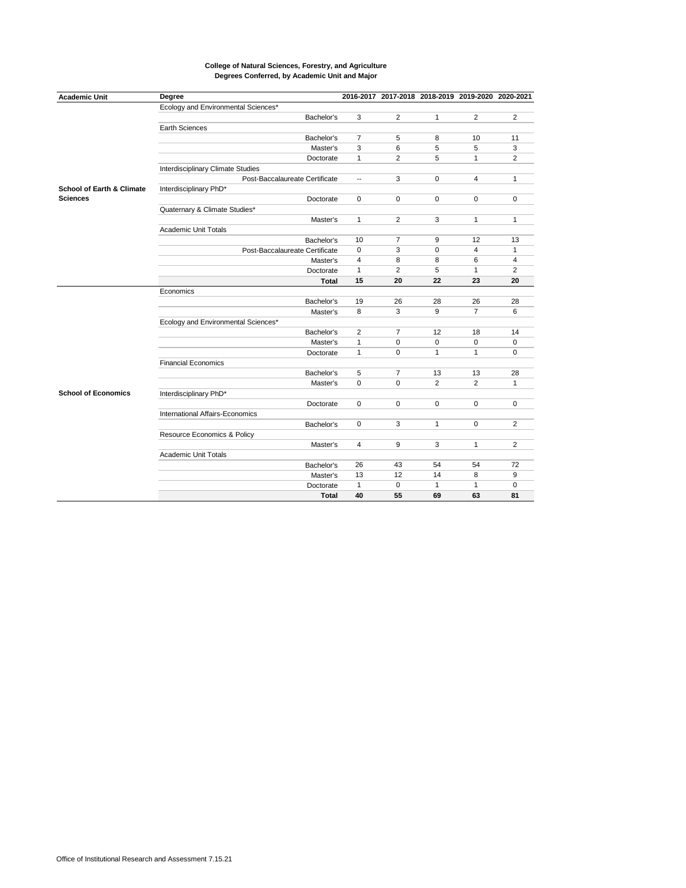**College of Natural Sciences, Forestry, and Agriculture**
**Degrees Conferred, by Academic Unit and Major**

| Academic Unit | Degree | | 2016-2017 | 2017-2018 | 2018-2019 | 2019-2020 | 2020-2021 |
|---|---|---|---|---|---|---|---|
| **School of Earth & Climate Sciences** | Ecology and Environmental Sciences* | | | | | | |
| | | Bachelor's | 3 | 2 | 1 | 2 | 2 |
| | Earth Sciences | | | | | | |
| | | Bachelor's | 7 | 5 | 8 | 10 | 11 |
| | | Master's | 3 | 6 | 5 | 5 | 3 |
| | | Doctorate | 1 | 2 | 5 | 1 | 2 |
| | Interdisciplinary Climate Studies | | | | | | |
| | | Post-Baccalaureate Certificate | -- | 3 | 0 | 4 | 1 |
| | Interdisciplinary PhD* | | | | | | |
| | | Doctorate | 0 | 0 | 0 | 0 | 0 |
| | Quaternary & Climate Studies* | | | | | | |
| | | Master's | 1 | 2 | 3 | 1 | 1 |
| | Academic Unit Totals | | | | | | |
| | | Bachelor's | 10 | 7 | 9 | 12 | 13 |
| | | Post-Baccalaureate Certificate | 0 | 3 | 0 | 4 | 1 |
| | | Master's | 4 | 8 | 8 | 6 | 4 |
| | | Doctorate | 1 | 2 | 5 | 1 | 2 |
| | | **Total** | **15** | **20** | **22** | **23** | **20** |
| **School of Economics** | Economics | | | | | | |
| | | Bachelor's | 19 | 26 | 28 | 26 | 28 |
| | | Master's | 8 | 3 | 9 | 7 | 6 |
| | Ecology and Environmental Sciences* | | | | | | |
| | | Bachelor's | 2 | 7 | 12 | 18 | 14 |
| | | Master's | 1 | 0 | 0 | 0 | 0 |
| | | Doctorate | 1 | 0 | 1 | 1 | 0 |
| | Financial Economics | | | | | | |
| | | Bachelor's | 5 | 7 | 13 | 13 | 28 |
| | | Master's | 0 | 0 | 2 | 2 | 1 |
| | Interdisciplinary PhD* | | | | | | |
| | | Doctorate | 0 | 0 | 0 | 0 | 0 |
| | International Affairs-Economics | | | | | | |
| | | Bachelor's | 0 | 3 | 1 | 0 | 2 |
| | Resource Economics & Policy | | | | | | |
| | | Master's | 4 | 9 | 3 | 1 | 2 |
| | Academic Unit Totals | | | | | | |
| | | Bachelor's | 26 | 43 | 54 | 54 | 72 |
| | | Master's | 13 | 12 | 14 | 8 | 9 |
| | | Doctorate | 1 | 0 | 1 | 1 | 0 |
| | | **Total** | **40** | **55** | **69** | **63** | **81** |

Office of Institutional Research and Assessment 7.15.21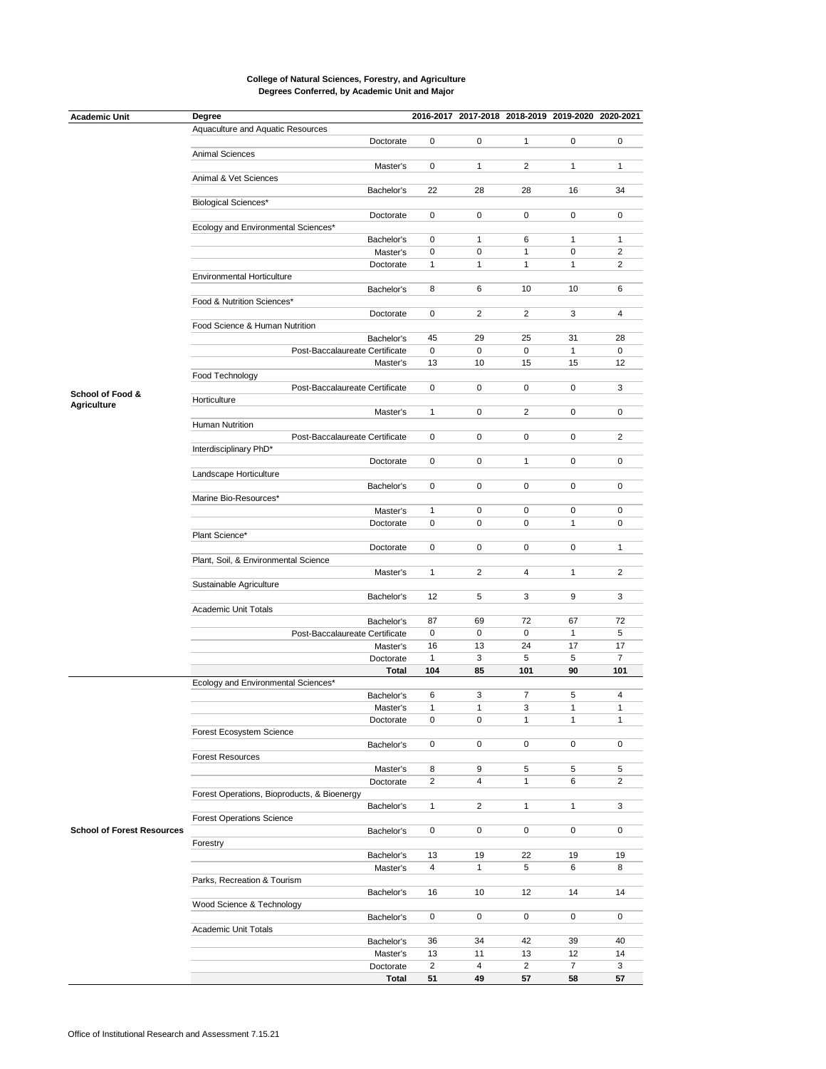**College of Natural Sciences, Forestry, and Agriculture**
**Degrees Conferred, by Academic Unit and Major**

| Academic Unit | Degree | | 2016-2017 | 2017-2018 | 2018-2019 | 2019-2020 | 2020-2021 |
|---|---|---|---|---|---|---|---|
| School of Food & Agriculture | Aquaculture and Aquatic Resources | | | | | | |
| | | Doctorate | 0 | 0 | 1 | 0 | 0 |
| | Animal Sciences | | | | | | |
| | | Master's | 0 | 1 | 2 | 1 | 1 |
| | Animal & Vet Sciences | | | | | | |
| | | Bachelor's | 22 | 28 | 28 | 16 | 34 |
| | Biological Sciences* | | | | | | |
| | | Doctorate | 0 | 0 | 0 | 0 | 0 |
| | Ecology and Environmental Sciences* | | | | | | |
| | | Bachelor's | 0 | 1 | 6 | 1 | 1 |
| | | Master's | 0 | 0 | 1 | 0 | 2 |
| | | Doctorate | 1 | 1 | 1 | 1 | 2 |
| | Environmental Horticulture | | | | | | |
| | | Bachelor's | 8 | 6 | 10 | 10 | 6 |
| | Food & Nutrition Sciences* | | | | | | |
| | | Doctorate | 0 | 2 | 2 | 3 | 4 |
| | Food Science & Human Nutrition | | | | | | |
| | | Bachelor's | 45 | 29 | 25 | 31 | 28 |
| | | Post-Baccalaureate Certificate | 0 | 0 | 0 | 1 | 0 |
| | | Master's | 13 | 10 | 15 | 15 | 12 |
| | Food Technology | | | | | | |
| | | Post-Baccalaureate Certificate | 0 | 0 | 0 | 0 | 3 |
| | Horticulture | | | | | | |
| | | Master's | 1 | 0 | 2 | 0 | 0 |
| | Human Nutrition | | | | | | |
| | | Post-Baccalaureate Certificate | 0 | 0 | 0 | 0 | 2 |
| | Interdisciplinary PhD* | | | | | | |
| | | Doctorate | 0 | 0 | 1 | 0 | 0 |
| | Landscape Horticulture | | | | | | |
| | | Bachelor's | 0 | 0 | 0 | 0 | 0 |
| | Marine Bio-Resources* | | | | | | |
| | | Master's | 1 | 0 | 0 | 0 | 0 |
| | | Doctorate | 0 | 0 | 0 | 1 | 0 |
| | Plant Science* | | | | | | |
| | | Doctorate | 0 | 0 | 0 | 0 | 1 |
| | Plant, Soil, & Environmental Science | | | | | | |
| | | Master's | 1 | 2 | 4 | 1 | 2 |
| | Sustainable Agriculture | | | | | | |
| | | Bachelor's | 12 | 5 | 3 | 9 | 3 |
| | Academic Unit Totals | | | | | | |
| | | Bachelor's | 87 | 69 | 72 | 67 | 72 |
| | | Post-Baccalaureate Certificate | 0 | 0 | 0 | 1 | 5 |
| | | Master's | 16 | 13 | 24 | 17 | 17 |
| | | Doctorate | 1 | 3 | 5 | 5 | 7 |
| | | **Total** | **104** | **85** | **101** | **90** | **101** |
| School of Forest Resources | Ecology and Environmental Sciences* | | | | | | |
| | | Bachelor's | 6 | 3 | 7 | 5 | 4 |
| | | Master's | 1 | 1 | 3 | 1 | 1 |
| | | Doctorate | 0 | 0 | 1 | 1 | 1 |
| | Forest Ecosystem Science | | | | | | |
| | | Bachelor's | 0 | 0 | 0 | 0 | 0 |
| | Forest Resources | | | | | | |
| | | Master's | 8 | 9 | 5 | 5 | 5 |
| | | Doctorate | 2 | 4 | 1 | 6 | 2 |
| | Forest Operations, Bioproducts, & Bioenergy | | | | | | |
| | | Bachelor's | 1 | 2 | 1 | 1 | 3 |
| | Forest Operations Science | | | | | | |
| | | Bachelor's | 0 | 0 | 0 | 0 | 0 |
| | Forestry | | | | | | |
| | | Bachelor's | 13 | 19 | 22 | 19 | 19 |
| | | Master's | 4 | 1 | 5 | 6 | 8 |
| | Parks, Recreation & Tourism | | | | | | |
| | | Bachelor's | 16 | 10 | 12 | 14 | 14 |
| | Wood Science & Technology | | | | | | |
| | | Bachelor's | 0 | 0 | 0 | 0 | 0 |
| | Academic Unit Totals | | | | | | |
| | | Bachelor's | 36 | 34 | 42 | 39 | 40 |
| | | Master's | 13 | 11 | 13 | 12 | 14 |
| | | Doctorate | 2 | 4 | 2 | 7 | 3 |
| | | **Total** | **51** | **49** | **57** | **58** | **57** |

Office of Institutional Research and Assessment 7.15.21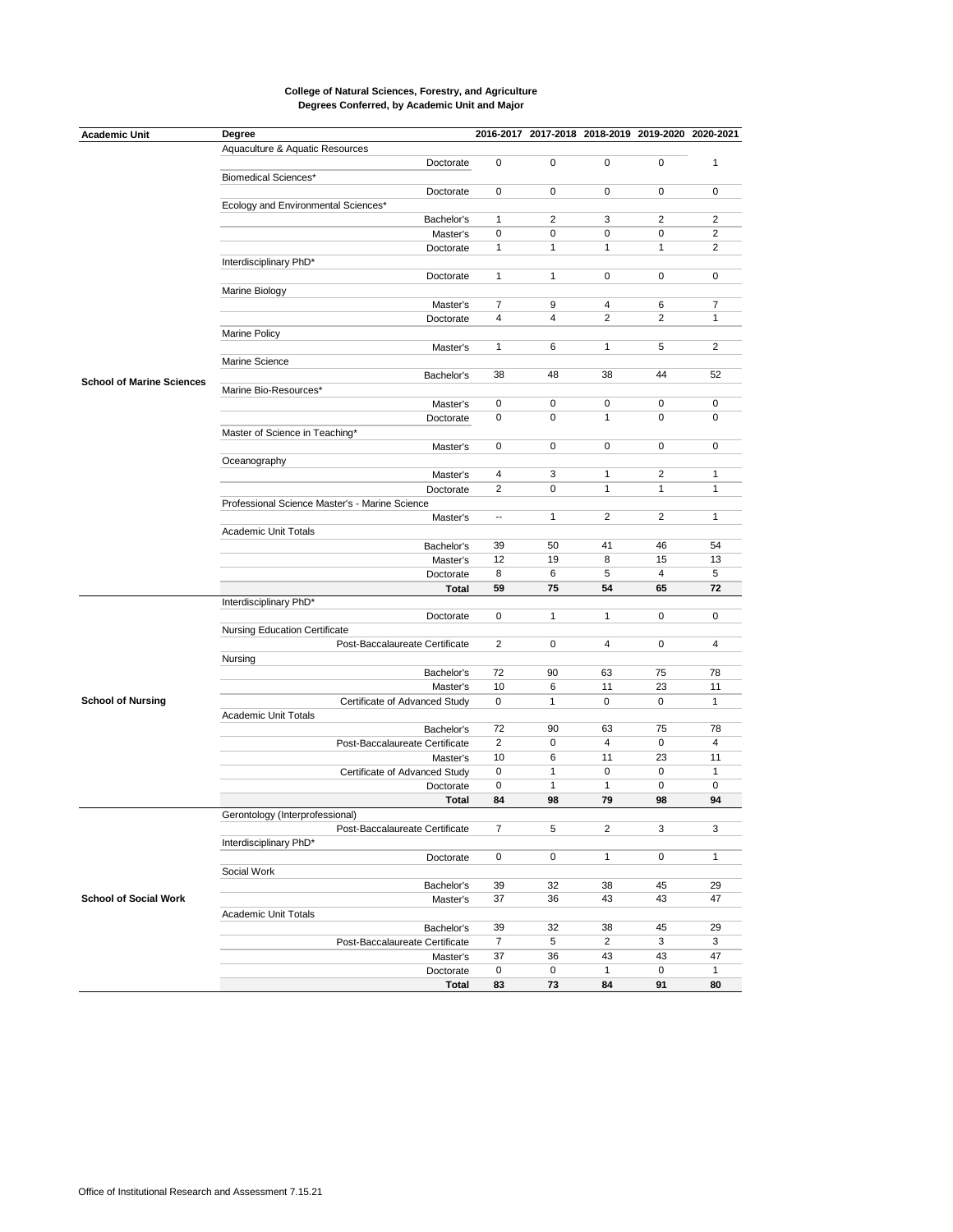**College of Natural Sciences, Forestry, and Agriculture**
**Degrees Conferred, by Academic Unit and Major**

| Academic Unit | Degree | | 2016-2017 | 2017-2018 | 2018-2019 | 2019-2020 | 2020-2021 |
|---|---|---|---|---|---|---|---|
| School of Marine Sciences | Aquaculture & Aquatic Resources | | | | | | |
| | | Doctorate | 0 | 0 | 0 | 0 | 1 |
| | Biomedical Sciences* | | | | | | |
| | | Doctorate | 0 | 0 | 0 | 0 | 0 |
| | Ecology and Environmental Sciences* | | | | | | |
| | | Bachelor's | 1 | 2 | 3 | 2 | 2 |
| | | Master's | 0 | 0 | 0 | 0 | 2 |
| | | Doctorate | 1 | 1 | 1 | 1 | 2 |
| | Interdisciplinary PhD* | | | | | | |
| | | Doctorate | 1 | 1 | 0 | 0 | 0 |
| | Marine Biology | | | | | | |
| | | Master's | 7 | 9 | 4 | 6 | 7 |
| | | Doctorate | 4 | 4 | 2 | 2 | 1 |
| | Marine Policy | | | | | | |
| | | Master's | 1 | 6 | 1 | 5 | 2 |
| | Marine Science | | | | | | |
| | | Bachelor's | 38 | 48 | 38 | 44 | 52 |
| | Marine Bio-Resources* | | | | | | |
| | | Master's | 0 | 0 | 0 | 0 | 0 |
| | | Doctorate | 0 | 0 | 1 | 0 | 0 |
| | Master of Science in Teaching* | | | | | | |
| | | Master's | 0 | 0 | 0 | 0 | 0 |
| | Oceanography | | | | | | |
| | | Master's | 4 | 3 | 1 | 2 | 1 |
| | | Doctorate | 2 | 0 | 1 | 1 | 1 |
| | Professional Science Master's - Marine Science | | | | | | |
| | | Master's | -- | 1 | 2 | 2 | 1 |
| | Academic Unit Totals | | | | | | |
| | | Bachelor's | 39 | 50 | 41 | 46 | 54 |
| | | Master's | 12 | 19 | 8 | 15 | 13 |
| | | Doctorate | 8 | 6 | 5 | 4 | 5 |
| | | **Total** | **59** | **75** | **54** | **65** | **72** |
| School of Nursing | Interdisciplinary PhD* | | | | | | |
| | | Doctorate | 0 | 1 | 1 | 0 | 0 |
| | Nursing Education Certificate | | | | | | |
| | | Post-Baccalaureate Certificate | 2 | 0 | 4 | 0 | 4 |
| | Nursing | | | | | | |
| | | Bachelor's | 72 | 90 | 63 | 75 | 78 |
| | | Master's | 10 | 6 | 11 | 23 | 11 |
| | | Certificate of Advanced Study | 0 | 1 | 0 | 0 | 1 |
| | Academic Unit Totals | | | | | | |
| | | Bachelor's | 72 | 90 | 63 | 75 | 78 |
| | | Post-Baccalaureate Certificate | 2 | 0 | 4 | 0 | 4 |
| | | Master's | 10 | 6 | 11 | 23 | 11 |
| | | Certificate of Advanced Study | 0 | 1 | 0 | 0 | 1 |
| | | Doctorate | 0 | 1 | 1 | 0 | 0 |
| | | **Total** | **84** | **98** | **79** | **98** | **94** |
| School of Social Work | Gerontology (Interprofessional) | | | | | | |
| | | Post-Baccalaureate Certificate | 7 | 5 | 2 | 3 | 3 |
| | Interdisciplinary PhD* | | | | | | |
| | | Doctorate | 0 | 0 | 1 | 0 | 1 |
| | Social Work | | | | | | |
| | | Bachelor's | 39 | 32 | 38 | 45 | 29 |
| | | Master's | 37 | 36 | 43 | 43 | 47 |
| | Academic Unit Totals | | | | | | |
| | | Bachelor's | 39 | 32 | 38 | 45 | 29 |
| | | Post-Baccalaureate Certificate | 7 | 5 | 2 | 3 | 3 |
| | | Master's | 37 | 36 | 43 | 43 | 47 |
| | | Doctorate | 0 | 0 | 1 | 0 | 1 |
| | | **Total** | **83** | **73** | **84** | **91** | **80** |

Office of Institutional Research and Assessment 7.15.21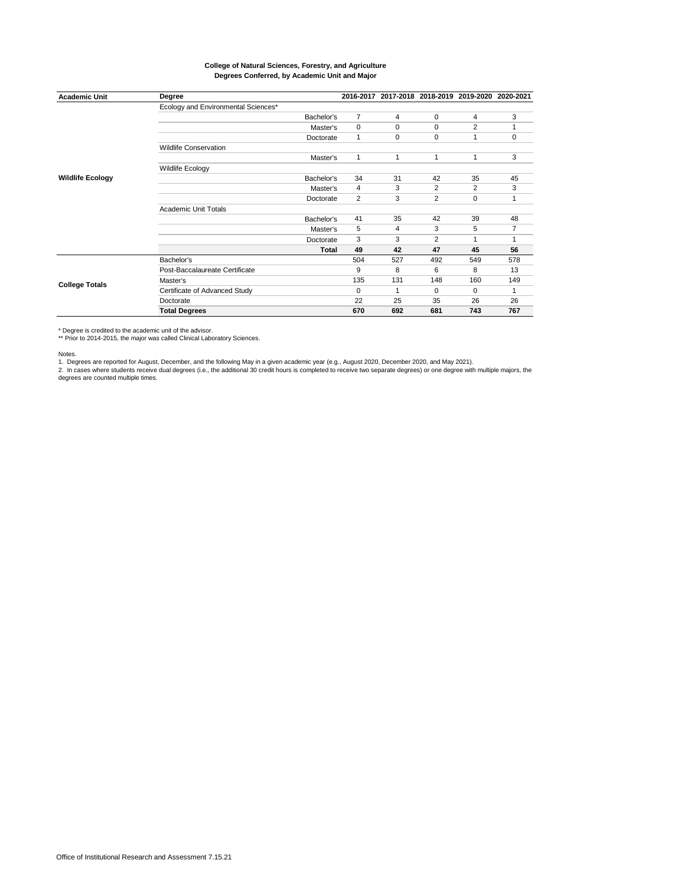**College of Natural Sciences, Forestry, and Agriculture**
**Degrees Conferred, by Academic Unit and Major**

| Academic Unit | Degree | | 2016-2017 | 2017-2018 | 2018-2019 | 2019-2020 | 2020-2021 |
|---|---|---|---|---|---|---|---|
| Wildlife Ecology | Ecology and Environmental Sciences* | | | | | | |
| | | Bachelor's | 7 | 4 | 0 | 4 | 3 |
| | | Master's | 0 | 0 | 0 | 2 | 1 |
| | | Doctorate | 1 | 0 | 0 | 1 | 0 |
| | Wildlife Conservation | | | | | | |
| | | Master's | 1 | 1 | 1 | 1 | 3 |
| | Wildlife Ecology | | | | | | |
| | | Bachelor's | 34 | 31 | 42 | 35 | 45 |
| | | Master's | 4 | 3 | 2 | 2 | 3 |
| | | Doctorate | 2 | 3 | 2 | 0 | 1 |
| | Academic Unit Totals | | | | | | |
| | | Bachelor's | 41 | 35 | 42 | 39 | 48 |
| | | Master's | 5 | 4 | 3 | 5 | 7 |
| | | Doctorate | 3 | 3 | 2 | 1 | 1 |
| | | **Total** | **49** | **42** | **47** | **45** | **56** |
| College Totals | Bachelor's | | 504 | 527 | 492 | 549 | 578 |
| | Post-Baccalaureate Certificate | | 9 | 8 | 6 | 8 | 13 |
| | Master's | | 135 | 131 | 148 | 160 | 149 |
| | Certificate of Advanced Study | | 0 | 1 | 0 | 0 | 1 |
| | Doctorate | | 22 | 25 | 35 | 26 | 26 |
| | **Total Degrees** | | **670** | **692** | **681** | **743** | **767** |

\* Degree is credited to the academic unit of the advisor.
** Prior to 2014-2015, the major was called Clinical Laboratory Sciences.

Notes.
1. Degrees are reported for August, December, and the following May in a given academic year (e.g., August 2020, December 2020, and May 2021).
2. In cases where students receive dual degrees (i.e., the additional 30 credit hours is completed to receive two separate degrees) or one degree with multiple majors, the degrees are counted multiple times.

Office of Institutional Research and Assessment 7.15.21